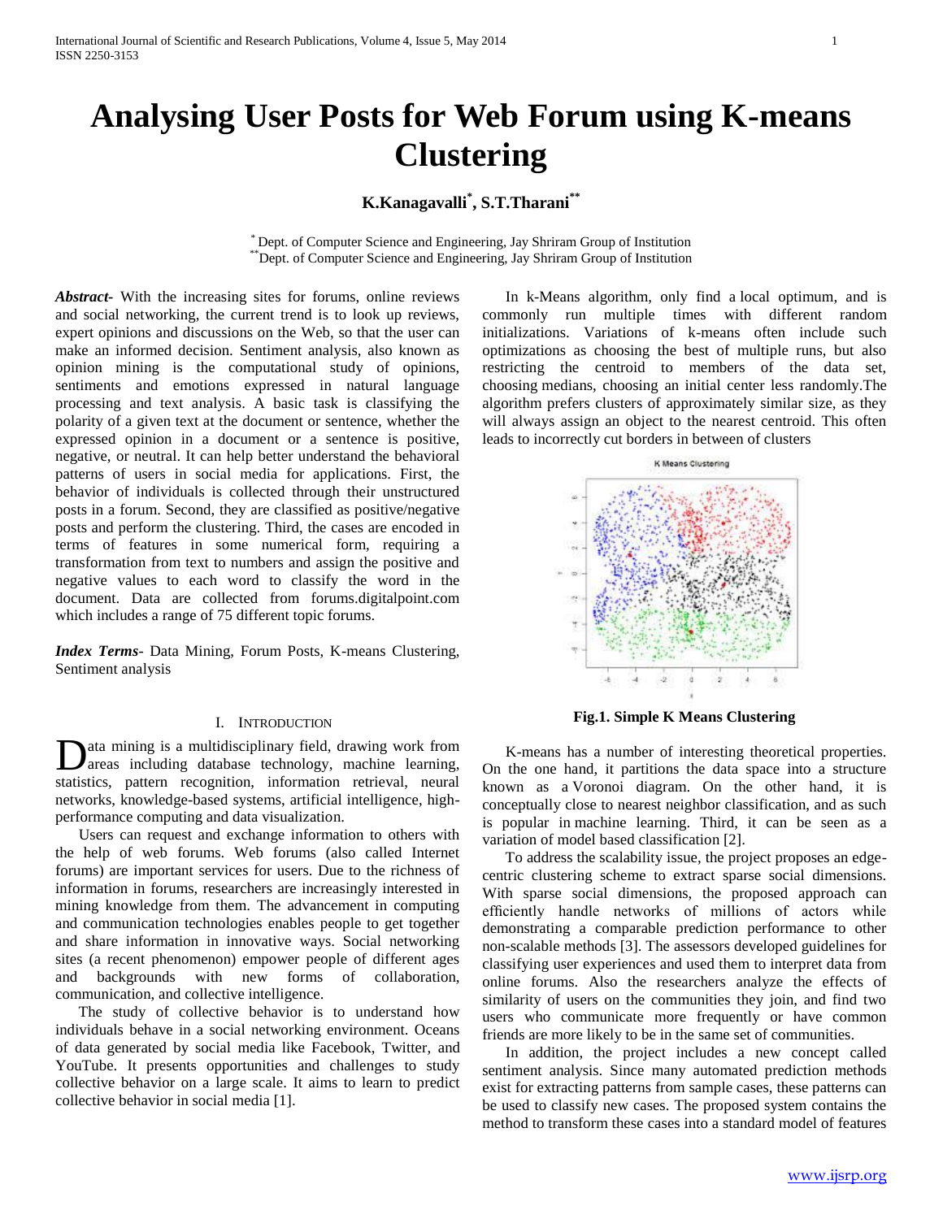# Analysing User Posts for Web Forum using K-means Clustering

**K.Kanagavalli*, S.T.Tharani****

* Dept. of Computer Science and Engineering, Jay Shriram Group of Institution
** Dept. of Computer Science and Engineering, Jay Shriram Group of Institution

***Abstract*-** With the increasing sites for forums, online reviews and social networking, the current trend is to look up reviews, expert opinions and discussions on the Web, so that the user can make an informed decision. Sentiment analysis, also known as opinion mining is the computational study of opinions, sentiments and emotions expressed in natural language processing and text analysis. A basic task is classifying the polarity of a given text at the document or sentence, whether the expressed opinion in a document or a sentence is positive, negative, or neutral. It can help better understand the behavioral patterns of users in social media for applications. First, the behavior of individuals is collected through their unstructured posts in a forum. Second, they are classified as positive/negative posts and perform the clustering. Third, the cases are encoded in terms of features in some numerical form, requiring a transformation from text to numbers and assign the positive and negative values to each word to classify the word in the document. Data are collected from forums.digitalpoint.com which includes a range of 75 different topic forums.

***Index Terms*-** Data Mining, Forum Posts, K-means Clustering, Sentiment analysis

## I. Introduction

Data mining is a multidisciplinary field, drawing work from areas including database technology, machine learning, statistics, pattern recognition, information retrieval, neural networks, knowledge-based systems, artificial intelligence, high-performance computing and data visualization.

Users can request and exchange information to others with the help of web forums. Web forums (also called Internet forums) are important services for users. Due to the richness of information in forums, researchers are increasingly interested in mining knowledge from them. The advancement in computing and communication technologies enables people to get together and share information in innovative ways. Social networking sites (a recent phenomenon) empower people of different ages and backgrounds with new forms of collaboration, communication, and collective intelligence.

The study of collective behavior is to understand how individuals behave in a social networking environment. Oceans of data generated by social media like Facebook, Twitter, and YouTube. It presents opportunities and challenges to study collective behavior on a large scale. It aims to learn to predict collective behavior in social media [1].

In k-Means algorithm, only find a local optimum, and is commonly run multiple times with different random initializations. Variations of k-means often include such optimizations as choosing the best of multiple runs, but also restricting the centroid to members of the data set, choosing medians, choosing an initial center less randomly.The algorithm prefers clusters of approximately similar size, as they will always assign an object to the nearest centroid. This often leads to incorrectly cut borders in between of clusters

**Fig.1. Simple K Means Clustering**

K-means has a number of interesting theoretical properties. On the one hand, it partitions the data space into a structure known as a Voronoi diagram. On the other hand, it is conceptually close to nearest neighbor classification, and as such is popular in machine learning. Third, it can be seen as a variation of model based classification [2].

To address the scalability issue, the project proposes an edge-centric clustering scheme to extract sparse social dimensions. With sparse social dimensions, the proposed approach can efficiently handle networks of millions of actors while demonstrating a comparable prediction performance to other non-scalable methods [3]. The assessors developed guidelines for classifying user experiences and used them to interpret data from online forums. Also the researchers analyze the effects of similarity of users on the communities they join, and find two users who communicate more frequently or have common friends are more likely to be in the same set of communities.

In addition, the project includes a new concept called sentiment analysis. Since many automated prediction methods exist for extracting patterns from sample cases, these patterns can be used to classify new cases. The proposed system contains the method to transform these cases into a standard model of features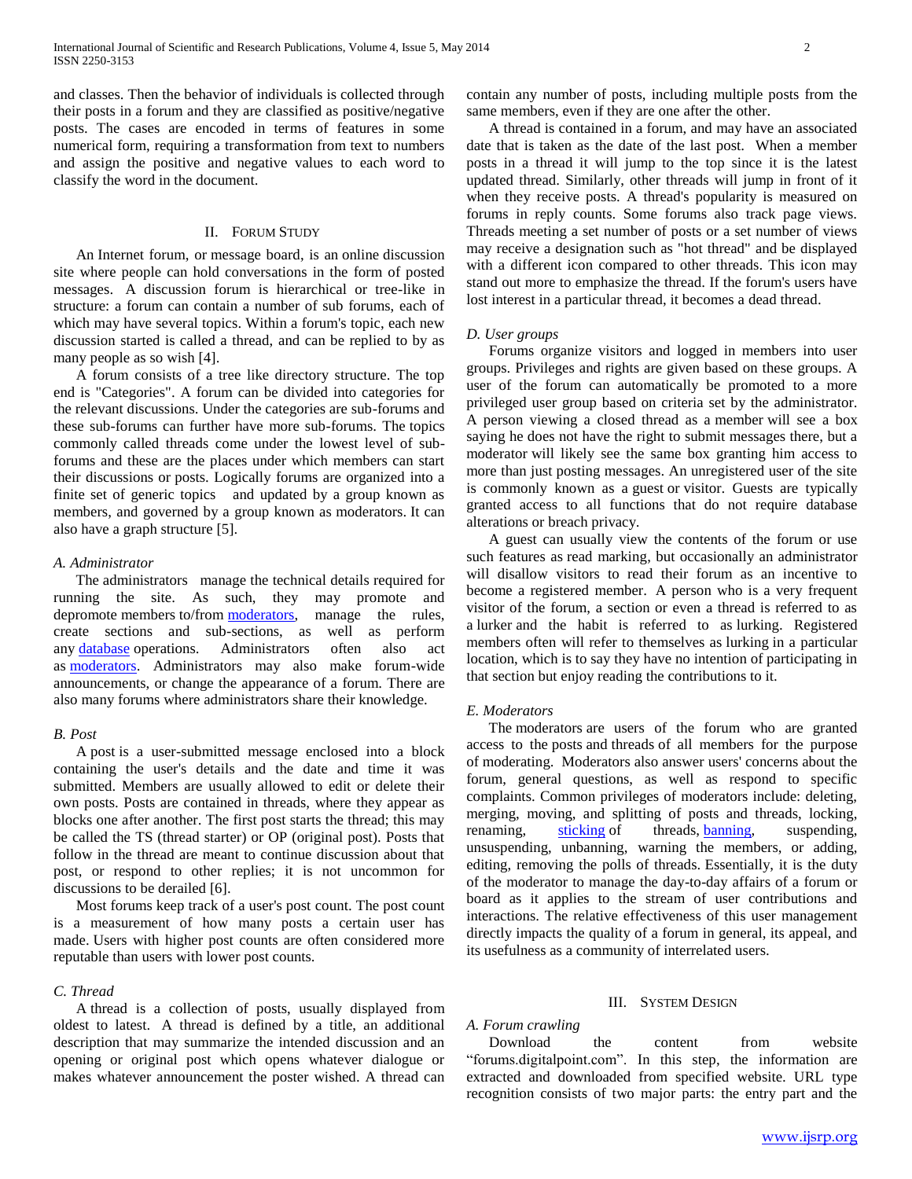and classes. Then the behavior of individuals is collected through their posts in a forum and they are classified as positive/negative posts. The cases are encoded in terms of features in some numerical form, requiring a transformation from text to numbers and assign the positive and negative values to each word to classify the word in the document.

## II. Forum Study

An Internet forum, or message board, is an online discussion site where people can hold conversations in the form of posted messages. A discussion forum is hierarchical or tree-like in structure: a forum can contain a number of sub forums, each of which may have several topics. Within a forum's topic, each new discussion started is called a thread, and can be replied to by as many people as so wish [4].

A forum consists of a tree like directory structure. The top end is "Categories". A forum can be divided into categories for the relevant discussions. Under the categories are sub-forums and these sub-forums can further have more sub-forums. The topics commonly called threads come under the lowest level of sub-forums and these are the places under which members can start their discussions or posts. Logically forums are organized into a finite set of generic topics and updated by a group known as members, and governed by a group known as moderators. It can also have a graph structure [5].

### *A. Administrator*

The administrators manage the technical details required for running the site. As such, they may promote and depromote members to/from moderators, manage the rules, create sections and sub-sections, as well as perform any database operations. Administrators often also act as moderators. Administrators may also make forum-wide announcements, or change the appearance of a forum. There are also many forums where administrators share their knowledge.

### *B. Post*

A post is a user-submitted message enclosed into a block containing the user's details and the date and time it was submitted. Members are usually allowed to edit or delete their own posts. Posts are contained in threads, where they appear as blocks one after another. The first post starts the thread; this may be called the TS (thread starter) or OP (original post). Posts that follow in the thread are meant to continue discussion about that post, or respond to other replies; it is not uncommon for discussions to be derailed [6].

Most forums keep track of a user's post count. The post count is a measurement of how many posts a certain user has made. Users with higher post counts are often considered more reputable than users with lower post counts.

### *C. Thread*

A thread is a collection of posts, usually displayed from oldest to latest. A thread is defined by a title, an additional description that may summarize the intended discussion and an opening or original post which opens whatever dialogue or makes whatever announcement the poster wished. A thread can contain any number of posts, including multiple posts from the same members, even if they are one after the other.

A thread is contained in a forum, and may have an associated date that is taken as the date of the last post. When a member posts in a thread it will jump to the top since it is the latest updated thread. Similarly, other threads will jump in front of it when they receive posts. A thread's popularity is measured on forums in reply counts. Some forums also track page views. Threads meeting a set number of posts or a set number of views may receive a designation such as "hot thread" and be displayed with a different icon compared to other threads. This icon may stand out more to emphasize the thread. If the forum's users have lost interest in a particular thread, it becomes a dead thread.

### *D. User groups*

Forums organize visitors and logged in members into user groups. Privileges and rights are given based on these groups. A user of the forum can automatically be promoted to a more privileged user group based on criteria set by the administrator. A person viewing a closed thread as a member will see a box saying he does not have the right to submit messages there, but a moderator will likely see the same box granting him access to more than just posting messages. An unregistered user of the site is commonly known as a guest or visitor. Guests are typically granted access to all functions that do not require database alterations or breach privacy.

A guest can usually view the contents of the forum or use such features as read marking, but occasionally an administrator will disallow visitors to read their forum as an incentive to become a registered member. A person who is a very frequent visitor of the forum, a section or even a thread is referred to as a lurker and the habit is referred to as lurking. Registered members often will refer to themselves as lurking in a particular location, which is to say they have no intention of participating in that section but enjoy reading the contributions to it.

### *E. Moderators*

The moderators are users of the forum who are granted access to the posts and threads of all members for the purpose of moderating. Moderators also answer users' concerns about the forum, general questions, as well as respond to specific complaints. Common privileges of moderators include: deleting, merging, moving, and splitting of posts and threads, locking, renaming, sticking of threads, banning, suspending, unsuspending, unbanning, warning the members, or adding, editing, removing the polls of threads. Essentially, it is the duty of the moderator to manage the day-to-day affairs of a forum or board as it applies to the stream of user contributions and interactions. The relative effectiveness of this user management directly impacts the quality of a forum in general, its appeal, and its usefulness as a community of interrelated users.

## III. System Design

### *A. Forum crawling*

Download the content from website "forums.digitalpoint.com". In this step, the information are extracted and downloaded from specified website. URL type recognition consists of two major parts: the entry part and the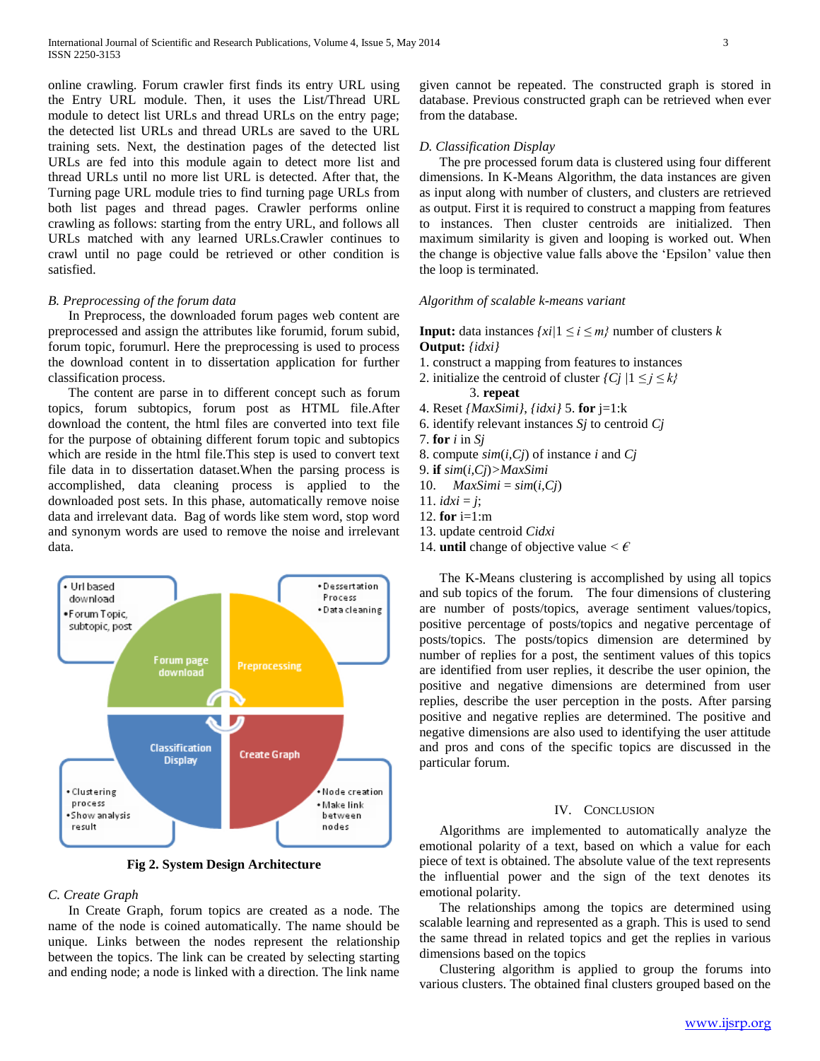online crawling. Forum crawler first finds its entry URL using the Entry URL module. Then, it uses the List/Thread URL module to detect list URLs and thread URLs on the entry page; the detected list URLs and thread URLs are saved to the URL training sets. Next, the destination pages of the detected list URLs are fed into this module again to detect more list and thread URLs until no more list URL is detected. After that, the Turning page URL module tries to find turning page URLs from both list pages and thread pages. Crawler performs online crawling as follows: starting from the entry URL, and follows all URLs matched with any learned URLs.Crawler continues to crawl until no page could be retrieved or other condition is satisfied.

### *B. Preprocessing of the forum data*

In Preprocess, the downloaded forum pages web content are preprocessed and assign the attributes like forumid, forum subid, forum topic, forumurl. Here the preprocessing is used to process the download content in to dissertation application for further classification process.

The content are parse in to different concept such as forum topics, forum subtopics, forum post as HTML file.After download the content, the html files are converted into text file for the purpose of obtaining different forum topic and subtopics which are reside in the html file.This step is used to convert text file data in to dissertation dataset.When the parsing process is accomplished, data cleaning process is applied to the downloaded post sets. In this phase, automatically remove noise data and irrelevant data. Bag of words like stem word, stop word and synonym words are used to remove the noise and irrelevant data.

- Url based download
- Forum Topic, subtopic, post

Forum page download

- Dessertation Process
- Data cleaning

Preprocessing

Classification Display

- Clustering process
- Show analysis result

Create Graph

- Node creation
- Make link between nodes

**Fig 2. System Design Architecture**

### *C. Create Graph*

In Create Graph, forum topics are created as a node. The name of the node is coined automatically. The name should be unique. Links between the nodes represent the relationship between the topics. The link can be created by selecting starting and ending node; a node is linked with a direction. The link name given cannot be repeated. The constructed graph is stored in database. Previous constructed graph can be retrieved when ever from the database.

### *D. Classification Display*

The pre processed forum data is clustered using four different dimensions. In K-Means Algorithm, the data instances are given as input along with number of clusters, and clusters are retrieved as output. First it is required to construct a mapping from features to instances. Then cluster centroids are initialized. Then maximum similarity is given and looping is worked out. When the change is objective value falls above the 'Epsilon' value then the loop is terminated.

*Algorithm of scalable k-means variant*

**Input:** data instances $\{xi|1 \leq i \leq m\}$ number of clusters $k$
**Output:** $\{idxi\}$
1. construct a mapping from features to instances
2. initialize the centroid of cluster $\{Cj \,|1 \leq j \leq k\}$
   3. **repeat**
4. Reset $\{MaxSimi\}$, $\{idxi\}$ 5. **for** j=1:k
6. identify relevant instances $Sj$ to centroid $Cj$
7. **for** $i$ in $Sj$
8. compute $sim(i,Cj)$ of instance $i$ and $Cj$
9. **if** $sim(i,Cj)>MaxSimi$
10. $MaxSimi = sim(i,Cj)$
11. $idxi = j$;
12. **for** i=1:m
13. update centroid $Cidxi$
14. **until** change of objective value $< \epsilon$

The K-Means clustering is accomplished by using all topics and sub topics of the forum. The four dimensions of clustering are number of posts/topics, average sentiment values/topics, positive percentage of posts/topics and negative percentage of posts/topics. The posts/topics dimension are determined by number of replies for a post, the sentiment values of this topics are identified from user replies, it describe the user opinion, the positive and negative dimensions are determined from user replies, describe the user perception in the posts. After parsing positive and negative replies are determined. The positive and negative dimensions are also used to identifying the user attitude and pros and cons of the specific topics are discussed in the particular forum.

## IV. Conclusion

Algorithms are implemented to automatically analyze the emotional polarity of a text, based on which a value for each piece of text is obtained. The absolute value of the text represents the influential power and the sign of the text denotes its emotional polarity.

The relationships among the topics are determined using scalable learning and represented as a graph. This is used to send the same thread in related topics and get the replies in various dimensions based on the topics

Clustering algorithm is applied to group the forums into various clusters. The obtained final clusters grouped based on the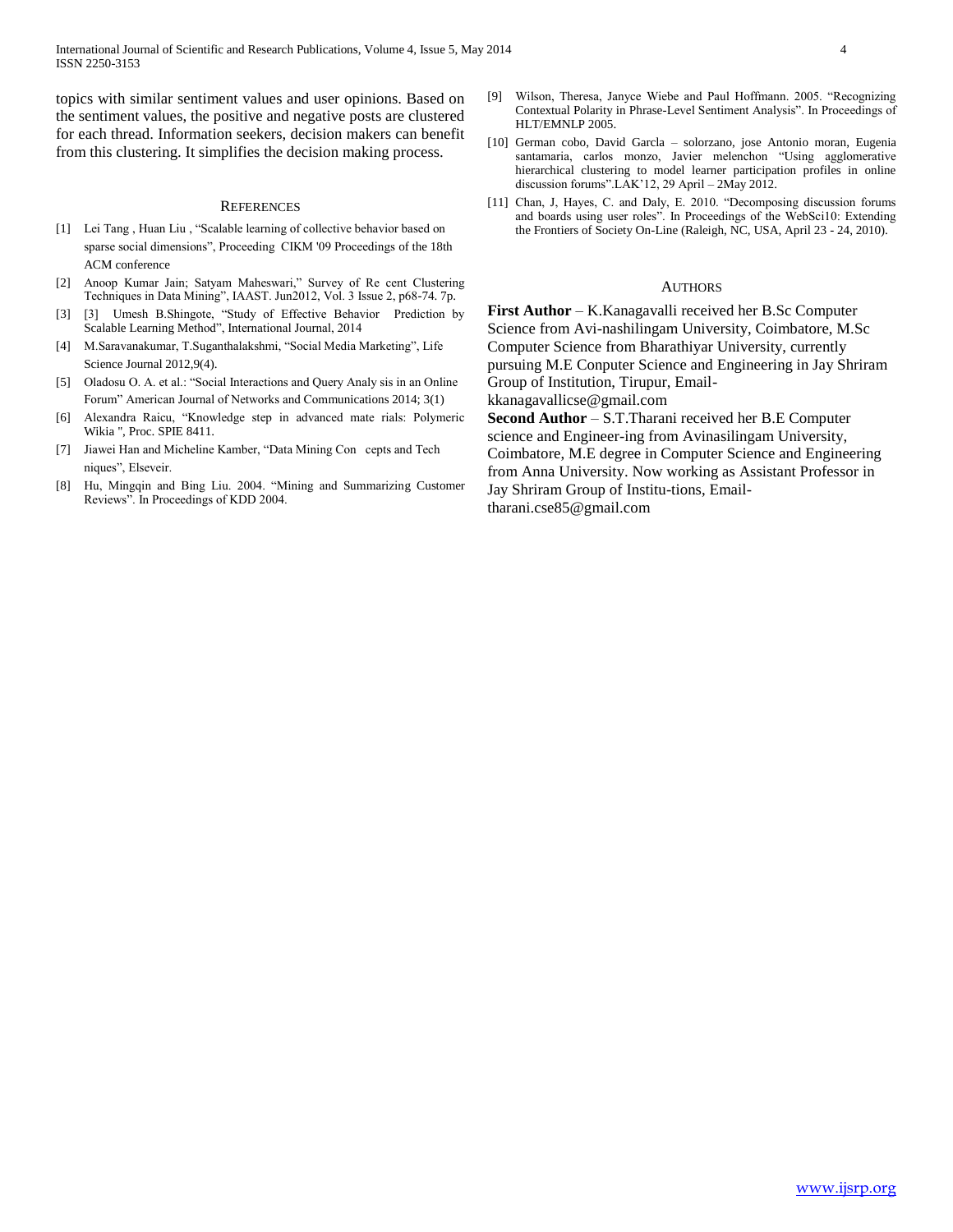topics with similar sentiment values and user opinions. Based on the sentiment values, the positive and negative posts are clustered for each thread. Information seekers, decision makers can benefit from this clustering. It simplifies the decision making process.

## References

[1] Lei Tang , Huan Liu , "Scalable learning of collective behavior based on sparse social dimensions", Proceeding CIKM '09 Proceedings of the 18th ACM conference

[2] Anoop Kumar Jain; Satyam Maheswari," Survey of Re cent Clustering Techniques in Data Mining", IAAST. Jun2012, Vol. 3 Issue 2, p68-74. 7p.

[3] [3] Umesh B.Shingote, "Study of Effective Behavior Prediction by Scalable Learning Method", International Journal, 2014

[4] M.Saravanakumar, T.Suganthalakshmi, "Social Media Marketing", Life Science Journal 2012,9(4).

[5] Oladosu O. A. et al.: "Social Interactions and Query Analy sis in an Online Forum" American Journal of Networks and Communications 2014; 3(1)

[6] Alexandra Raicu, "Knowledge step in advanced mate rials: Polymeric Wikia ", Proc. SPIE 8411.

[7] Jiawei Han and Micheline Kamber, "Data Mining Con cepts and Tech niques", Elseveir.

[8] Hu, Mingqin and Bing Liu. 2004. "Mining and Summarizing Customer Reviews". In Proceedings of KDD 2004.

[9] Wilson, Theresa, Janyce Wiebe and Paul Hoffmann. 2005. "Recognizing Contextual Polarity in Phrase-Level Sentiment Analysis". In Proceedings of HLT/EMNLP 2005.

[10] German cobo, David Garcla – solorzano, jose Antonio moran, Eugenia santamaria, carlos monzo, Javier melenchon "Using agglomerative hierarchical clustering to model learner participation profiles in online discussion forums".LAK'12, 29 April – 2May 2012.

[11] Chan, J, Hayes, C. and Daly, E. 2010. "Decomposing discussion forums and boards using user roles". In Proceedings of the WebSci10: Extending the Frontiers of Society On-Line (Raleigh, NC, USA, April 23 - 24, 2010).

## Authors

**First Author** – K.Kanagavalli received her B.Sc Computer Science from Avi-nashilingam University, Coimbatore, M.Sc Computer Science from Bharathiyar University, currently pursuing M.E Conputer Science and Engineering in Jay Shriram Group of Institution, Tirupur, Email-kkanagavallicse@gmail.com

**Second Author** – S.T.Tharani received her B.E Computer science and Engineer-ing from Avinasilingam University, Coimbatore, M.E degree in Computer Science and Engineering from Anna University. Now working as Assistant Professor in Jay Shriram Group of Institu-tions, Email-tharani.cse85@gmail.com